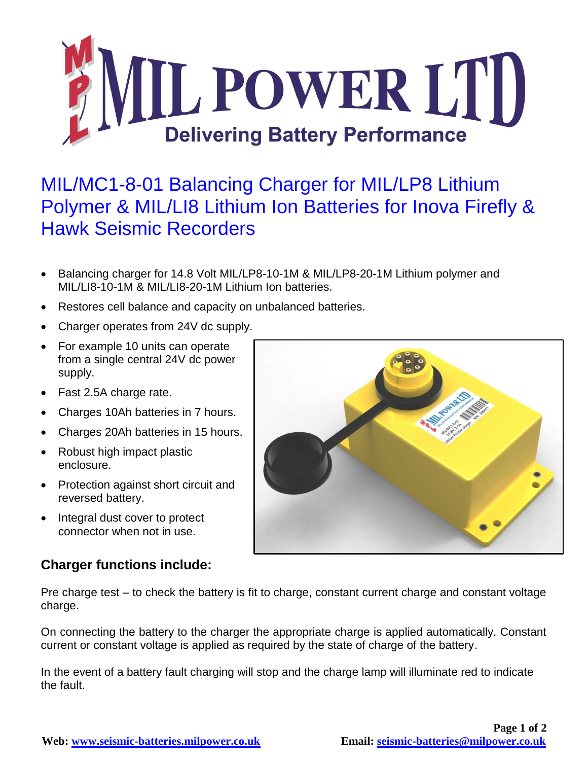# MIL POWER LTD

Delivering Battery Performance

## MIL/MC1-8-01 Balancing Charger for MIL/LP8 Lithium Polymer & MIL/LI8 Lithium Ion Batteries for Inova Firefly & Hawk Seismic Recorders

- Balancing charger for 14.8 Volt MIL/LP8-10-1M & MIL/LP8-20-1M Lithium polymer and MIL/LI8-10-1M & MIL/LI8-20-1M Lithium Ion batteries.
- Restores cell balance and capacity on unbalanced batteries.
- Charger operates from 24V dc supply.
- For example 10 units can operate from a single central 24V dc power supply.
- Fast 2.5A charge rate.
- Charges 10Ah batteries in 7 hours.
- Charges 20Ah batteries in 15 hours.
- Robust high impact plastic enclosure.
- Protection against short circuit and reversed battery.
- Integral dust cover to protect connector when not in use.

### Charger functions include:

Pre charge test – to check the battery is fit to charge, constant current charge and constant voltage charge.

On connecting the battery to the charger the appropriate charge is applied automatically. Constant current or constant voltage is applied as required by the state of charge of the battery.

In the event of a battery fault charging will stop and the charge lamp will illuminate red to indicate the fault.

**Web:** www.seismic-batteries.milpower.co.uk **Email:** seismic-batteries@milpower.co.uk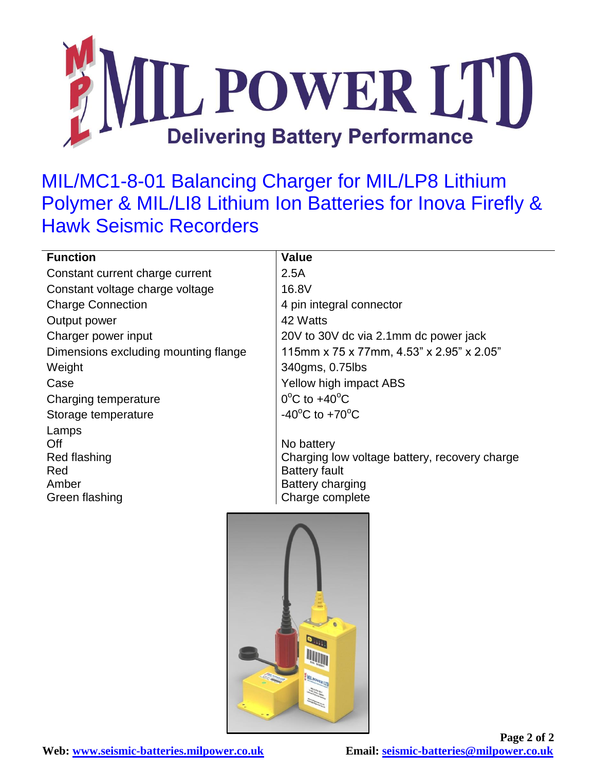# MIL POWER LTD

**Delivering Battery Performance**

## MIL/MC1-8-01 Balancing Charger for MIL/LP8 Lithium Polymer & MIL/LI8 Lithium Ion Batteries for Inova Firefly & Hawk Seismic Recorders

| Function | Value |
|---|---|
| Constant current charge current | 2.5A |
| Constant voltage charge voltage | 16.8V |
| Charge Connection | 4 pin integral connector |
| Output power | 42 Watts |
| Charger power input | 20V to 30V dc via 2.1mm dc power jack |
| Dimensions excluding mounting flange | 115mm x 75 x 77mm, 4.53" x 2.95" x 2.05" |
| Weight | 340gms, 0.75lbs |
| Case | Yellow high impact ABS |
| Charging temperature | 0°C to +40°C |
| Storage temperature | -40°C to +70°C |
| Lamps | |
| Off | No battery |
| Red flashing | Charging low voltage battery, recovery charge |
| Red | Battery fault |
| Amber | Battery charging |
| Green flashing | Charge complete |

**Web:** [www.seismic-batteries.milpower.co.uk](http://www.seismic-batteries.milpower.co.uk) **Email:** [seismic-batteries@milpower.co.uk](mailto:seismic-batteries@milpower.co.uk)